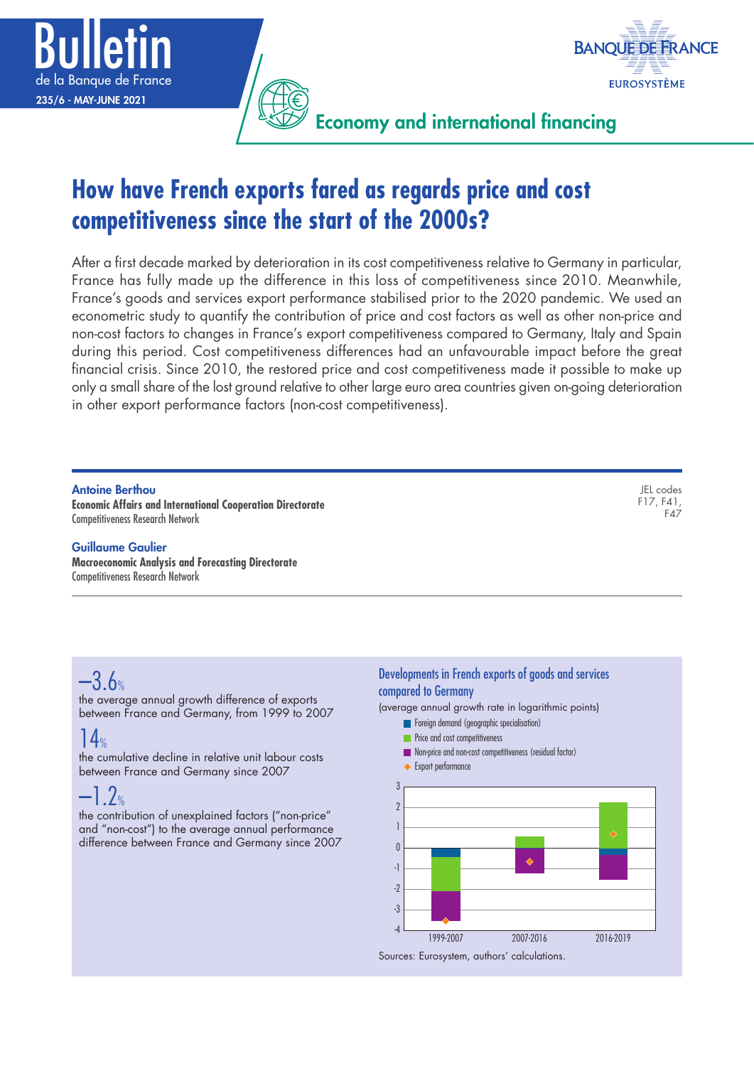# How have French exports fared as regards price and cost competitiveness since the start of the 2000s?

After a first decade marked by deterioration in its cost competitiveness relative to Germany in particular, France has fully made up the difference in this loss of competitiveness since 2010. Meanwhile, France's goods and services export performance stabilised prior to the 2020 pandemic. We used an econometric study to quantify the contribution of price and cost factors as well as other non-price and non-cost factors to changes in France's export competitiveness compared to Germany, Italy and Spain during this period. Cost competitiveness differences had an unfavourable impact before the great financial crisis. Since 2010, the restored price and cost competitiveness made it possible to make up only a small share of the lost ground relative to other large euro area countries given on-going deterioration in other export performance factors (non-cost competitiveness).

**Antoine Berthou**
**Economic Affairs and International Cooperation Directorate**
Competitiveness Research Network

**Guillaume Gaulier**
**Macroeconomic Analysis and Forecasting Directorate**
Competitiveness Research Network

JEL codes
F17, F41,
F47

**–3.6%**
the average annual growth difference of exports between France and Germany, from 1999 to 2007

**14%**
the cumulative decline in relative unit labour costs between France and Germany since 2007

**–1.2%**
the contribution of unexplained factors ("non-price" and "non-cost") to the average annual performance difference between France and Germany since 2007

**Developments in French exports of goods and services compared to Germany**
(average annual growth rate in logarithmic points)

- Foreign demand (geographic specialisation)
- Price and cost competitiveness
- Non-price and non-cost competitiveness (residual factor)
- Export performance

Periods: 1999-2007, 2007-2016, 2016-2019

Sources: Eurosystem, authors' calculations.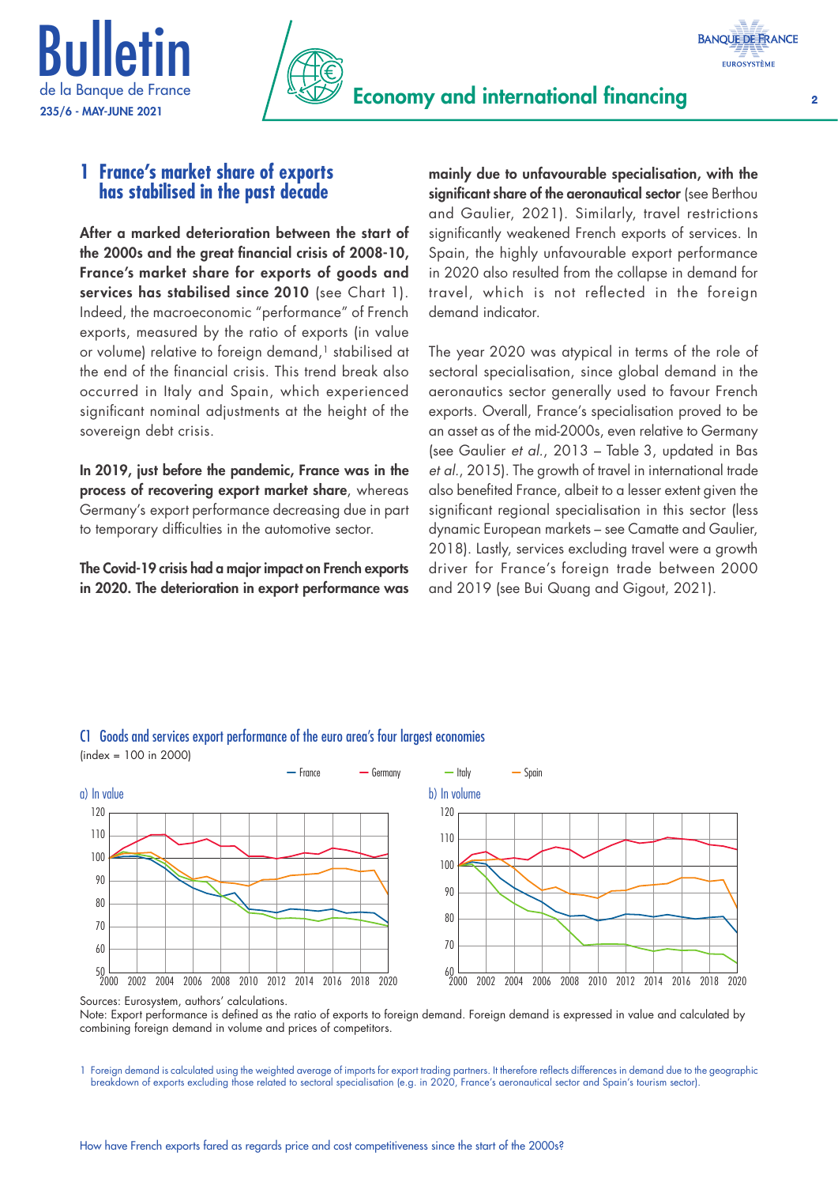## 1 France's market share of exports has stabilised in the past decade

**After a marked deterioration between the start of the 2000s and the great financial crisis of 2008-10, France's market share for exports of goods and services has stabilised since 2010** (see Chart 1). Indeed, the macroeconomic "performance" of French exports, measured by the ratio of exports (in value or volume) relative to foreign demand,[1] stabilised at the end of the financial crisis. This trend break also occurred in Italy and Spain, which experienced significant nominal adjustments at the height of the sovereign debt crisis.

**In 2019, just before the pandemic, France was in the process of recovering export market share**, whereas Germany's export performance decreasing due in part to temporary difficulties in the automotive sector.

**The Covid-19 crisis had a major impact on French exports in 2020. The deterioration in export performance was mainly due to unfavourable specialisation, with the significant share of the aeronautical sector** (see Berthou and Gaulier, 2021). Similarly, travel restrictions significantly weakened French exports of services. In Spain, the highly unfavourable export performance in 2020 also resulted from the collapse in demand for travel, which is not reflected in the foreign demand indicator.

The year 2020 was atypical in terms of the role of sectoral specialisation, since global demand in the aeronautics sector generally used to favour French exports. Overall, France's specialisation proved to be an asset as of the mid-2000s, even relative to Germany (see Gaulier *et al.*, 2013 – Table 3, updated in Bas *et al.*, 2015). The growth of travel in international trade also benefited France, albeit to a lesser extent given the significant regional specialisation in this sector (less dynamic European markets – see Camatte and Gaulier, 2018). Lastly, services excluding travel were a growth driver for France's foreign trade between 2000 and 2019 (see Bui Quang and Gigout, 2021).

C1 Goods and services export performance of the euro area's four largest economies
(index = 100 in 2000)

— France — Germany — Italy — Spain

a) In value

b) In volume

Sources: Eurosystem, authors' calculations.
Note: Export performance is defined as the ratio of exports to foreign demand. Foreign demand is expressed in value and calculated by combining foreign demand in volume and prices of competitors.

1 Foreign demand is calculated using the weighted average of imports for export trading partners. It therefore reflects differences in demand due to the geographic breakdown of exports excluding those related to sectoral specialisation (e.g. in 2020, France's aeronautical sector and Spain's tourism sector).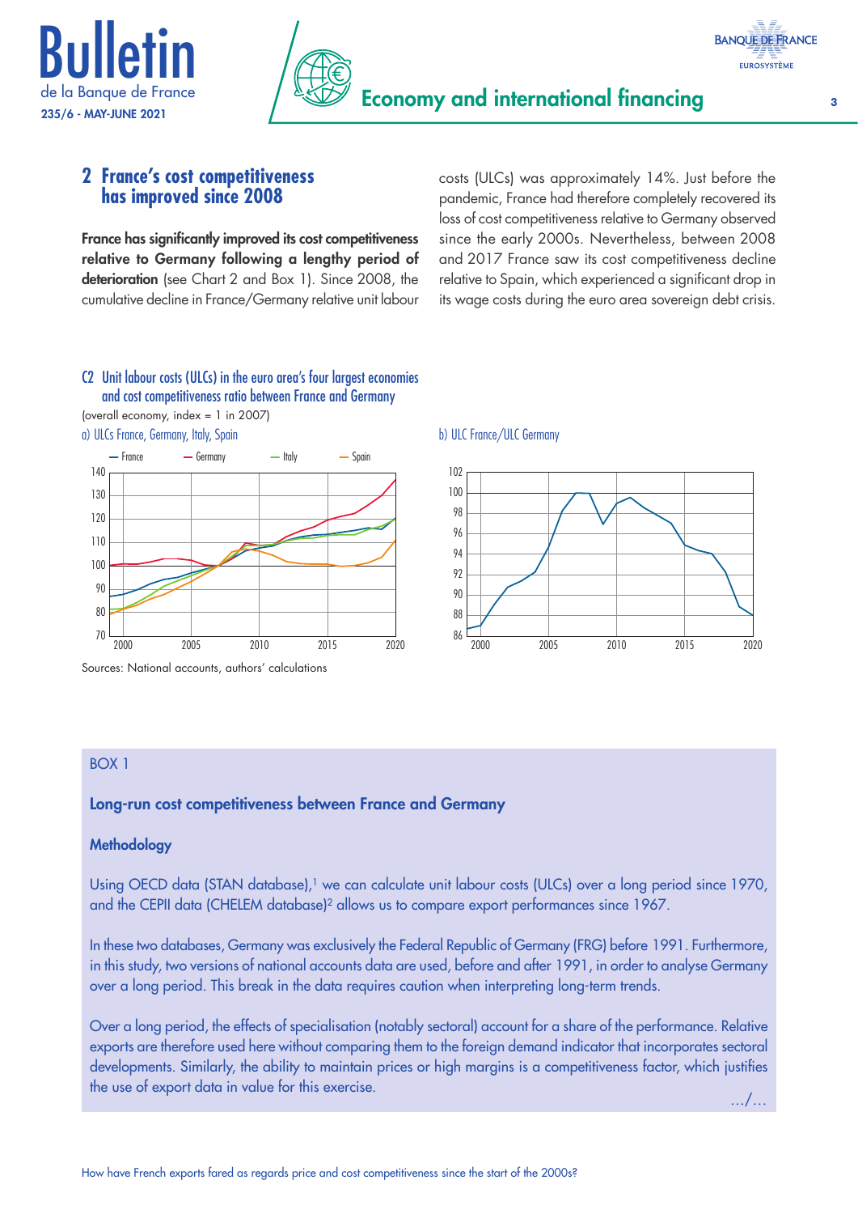## 2 France's cost competitiveness has improved since 2008

**France has significantly improved its cost competitiveness relative to Germany following a lengthy period of deterioration** (see Chart 2 and Box 1). Since 2008, the cumulative decline in France/Germany relative unit labour costs (ULCs) was approximately 14%. Just before the pandemic, France had therefore completely recovered its loss of cost competitiveness relative to Germany observed since the early 2000s. Nevertheless, between 2008 and 2017 France saw its cost competitiveness decline relative to Spain, which experienced a significant drop in its wage costs during the euro area sovereign debt crisis.

C2 Unit labour costs (ULCs) in the euro area's four largest economies and cost competitiveness ratio between France and Germany

(overall economy, index = 1 in 2007)

a) ULCs France, Germany, Italy, Spain

b) ULC France/ULC Germany

Sources: National accounts, authors' calculations

BOX 1

### Long-run cost competitiveness between France and Germany

#### Methodology

Using OECD data (STAN database),[1] we can calculate unit labour costs (ULCs) over a long period since 1970, and the CEPII data (CHELEM database)[2] allows us to compare export performances since 1967.

In these two databases, Germany was exclusively the Federal Republic of Germany (FRG) before 1991. Furthermore, in this study, two versions of national accounts data are used, before and after 1991, in order to analyse Germany over a long period. This break in the data requires caution when interpreting long-term trends.

Over a long period, the effects of specialisation (notably sectoral) account for a share of the performance. Relative exports are therefore used here without comparing them to the foreign demand indicator that incorporates sectoral developments. Similarly, the ability to maintain prices or high margins is a competitiveness factor, which justifies the use of export data in value for this exercise.

.../...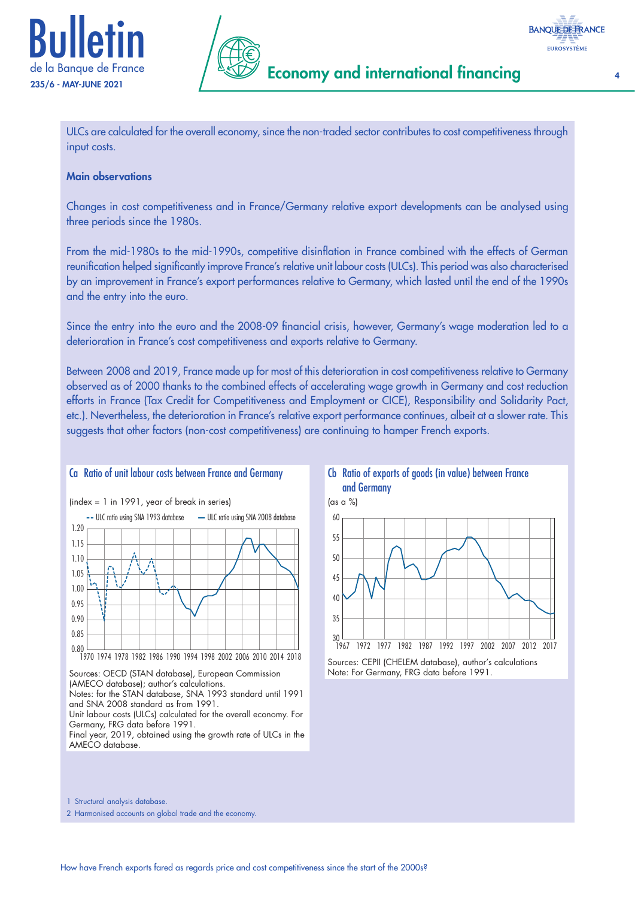ULCs are calculated for the overall economy, since the non-traded sector contributes to cost competitiveness through input costs.

**Main observations**

Changes in cost competitiveness and in France/Germany relative export developments can be analysed using three periods since the 1980s.

From the mid-1980s to the mid-1990s, competitive disinflation in France combined with the effects of German reunification helped significantly improve France's relative unit labour costs (ULCs). This period was also characterised by an improvement in France's export performances relative to Germany, which lasted until the end of the 1990s and the entry into the euro.

Since the entry into the euro and the 2008-09 financial crisis, however, Germany's wage moderation led to a deterioration in France's cost competitiveness and exports relative to Germany.

Between 2008 and 2019, France made up for most of this deterioration in cost competitiveness relative to Germany observed as of 2000 thanks to the combined effects of accelerating wage growth in Germany and cost reduction efforts in France (Tax Credit for Competitiveness and Employment or CICE), Responsibility and Solidarity Pact, etc.). Nevertheless, the deterioration in France's relative export performance continues, albeit at a slower rate. This suggests that other factors (non-cost competitiveness) are continuing to hamper French exports.

### Ca Ratio of unit labour costs between France and Germany

(index = 1 in 1991, year of break in series)

Sources: OECD (STAN database), European Commission (AMECO database); author's calculations.
Notes: for the STAN database, SNA 1993 standard until 1991 and SNA 2008 standard as from 1991.
Unit labour costs (ULCs) calculated for the overall economy. For Germany, FRG data before 1991.
Final year, 2019, obtained using the growth rate of ULCs in the AMECO database.

### Cb Ratio of exports of goods (in value) between France and Germany

(as a %)

Sources: CEPII (CHELEM database), author's calculations
Note: For Germany, FRG data before 1991.

1 Structural analysis database.

2 Harmonised accounts on global trade and the economy.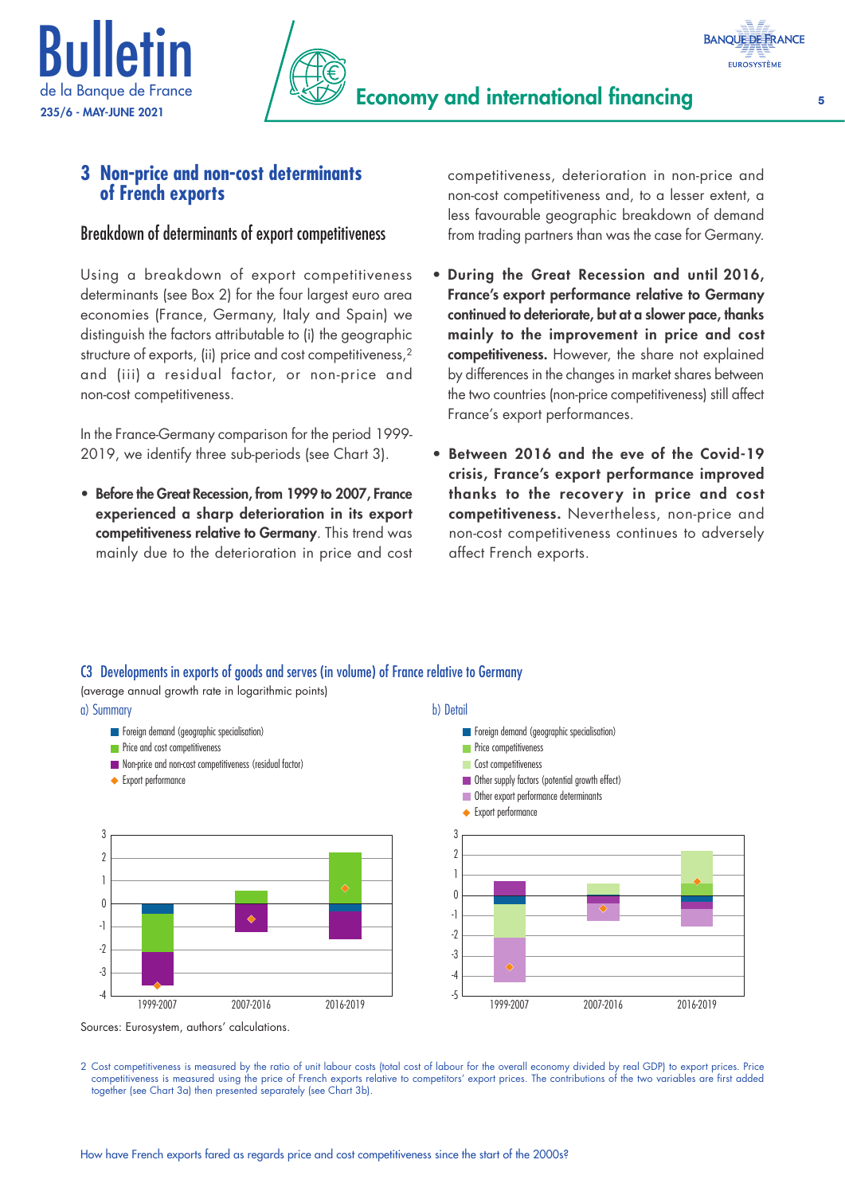## 3 Non-price and non-cost determinants of French exports

### Breakdown of determinants of export competitiveness

Using a breakdown of export competitiveness determinants (see Box 2) for the four largest euro area economies (France, Germany, Italy and Spain) we distinguish the factors attributable to (i) the geographic structure of exports, (ii) price and cost competitiveness,[2] and (iii) a residual factor, or non-price and non-cost competitiveness.

In the France-Germany comparison for the period 1999-2019, we identify three sub-periods (see Chart 3).

- **Before the Great Recession, from 1999 to 2007, France experienced a sharp deterioration in its export competitiveness relative to Germany**. This trend was mainly due to the deterioration in price and cost competitiveness, deterioration in non-price and non-cost competitiveness and, to a lesser extent, a less favourable geographic breakdown of demand from trading partners than was the case for Germany.
- **During the Great Recession and until 2016, France's export performance relative to Germany continued to deteriorate, but at a slower pace, thanks mainly to the improvement in price and cost competitiveness.** However, the share not explained by differences in the changes in market shares between the two countries (non-price competitiveness) still affect France's export performances.
- **Between 2016 and the eve of the Covid-19 crisis, France's export performance improved thanks to the recovery in price and cost competitiveness.** Nevertheless, non-price and non-cost competitiveness continues to adversely affect French exports.

C3 Developments in exports of goods and serves (in volume) of France relative to Germany

(average annual growth rate in logarithmic points)

a) Summary

b) Detail

Sources: Eurosystem, authors' calculations.

2 Cost competitiveness is measured by the ratio of unit labour costs (total cost of labour for the overall economy divided by real GDP) to export prices. Price competitiveness is measured using the price of French exports relative to competitors' export prices. The contributions of the two variables are first added together (see Chart 3a) then presented separately (see Chart 3b).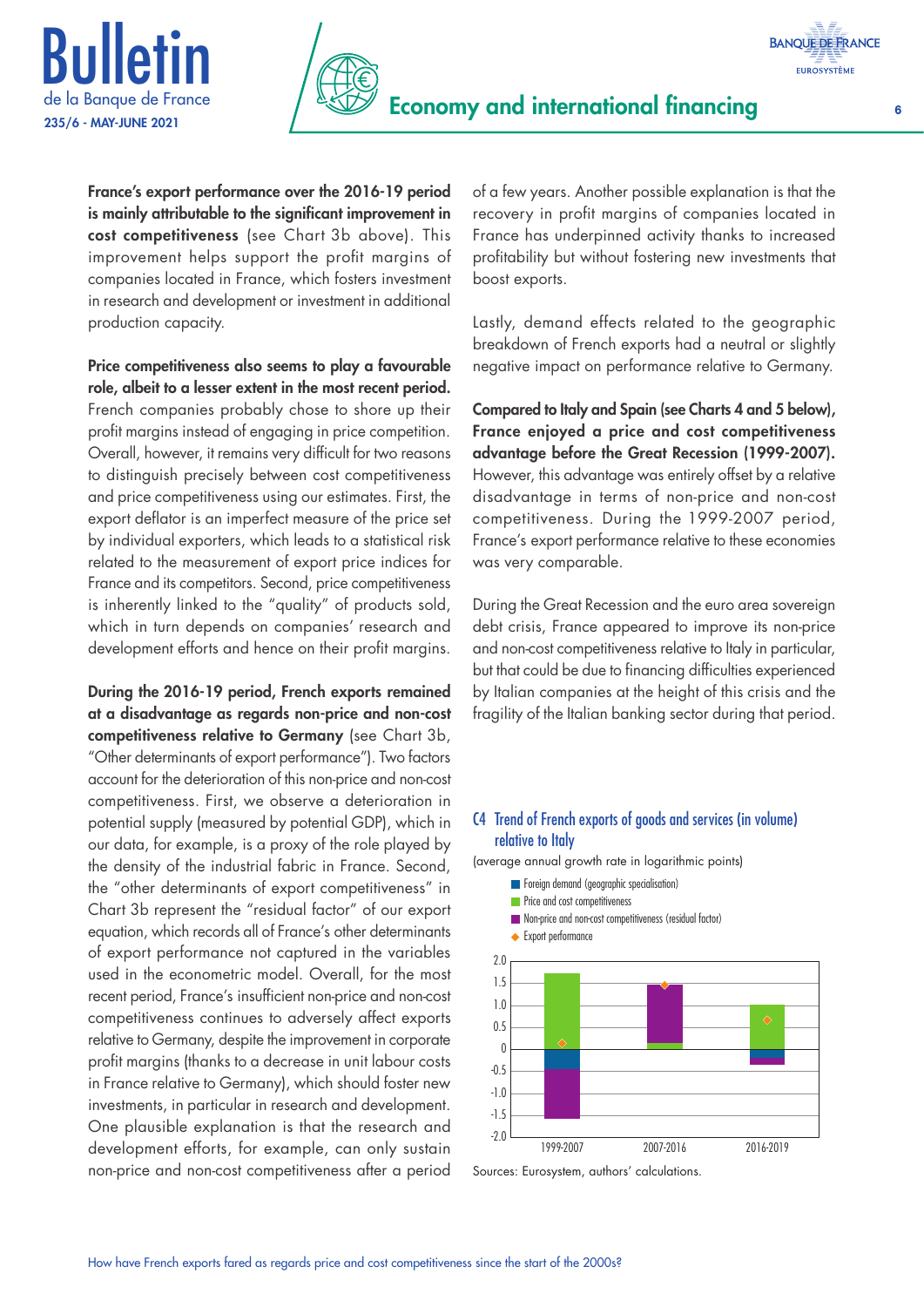**France's export performance over the 2016-19 period is mainly attributable to the significant improvement in cost competitiveness** (see Chart 3b above). This improvement helps support the profit margins of companies located in France, which fosters investment in research and development or investment in additional production capacity.

**Price competitiveness also seems to play a favourable role, albeit to a lesser extent in the most recent period.** French companies probably chose to shore up their profit margins instead of engaging in price competition. Overall, however, it remains very difficult for two reasons to distinguish precisely between cost competitiveness and price competitiveness using our estimates. First, the export deflator is an imperfect measure of the price set by individual exporters, which leads to a statistical risk related to the measurement of export price indices for France and its competitors. Second, price competitiveness is inherently linked to the "quality" of products sold, which in turn depends on companies' research and development efforts and hence on their profit margins.

**During the 2016-19 period, French exports remained at a disadvantage as regards non-price and non-cost competitiveness relative to Germany** (see Chart 3b, "Other determinants of export performance"). Two factors account for the deterioration of this non-price and non-cost competitiveness. First, we observe a deterioration in potential supply (measured by potential GDP), which in our data, for example, is a proxy of the role played by the density of the industrial fabric in France. Second, the "other determinants of export competitiveness" in Chart 3b represent the "residual factor" of our export equation, which records all of France's other determinants of export performance not captured in the variables used in the econometric model. Overall, for the most recent period, France's insufficient non-price and non-cost competitiveness continues to adversely affect exports relative to Germany, despite the improvement in corporate profit margins (thanks to a decrease in unit labour costs in France relative to Germany), which should foster new investments, in particular in research and development. One plausible explanation is that the research and development efforts, for example, can only sustain non-price and non-cost competitiveness after a period of a few years. Another possible explanation is that the recovery in profit margins of companies located in France has underpinned activity thanks to increased profitability but without fostering new investments that boost exports.

Lastly, demand effects related to the geographic breakdown of French exports had a neutral or slightly negative impact on performance relative to Germany.

**Compared to Italy and Spain (see Charts 4 and 5 below), France enjoyed a price and cost competitiveness advantage before the Great Recession (1999-2007).** However, this advantage was entirely offset by a relative disadvantage in terms of non-price and non-cost competitiveness. During the 1999-2007 period, France's export performance relative to these economies was very comparable.

During the Great Recession and the euro area sovereign debt crisis, France appeared to improve its non-price and non-cost competitiveness relative to Italy in particular, but that could be due to financing difficulties experienced by Italian companies at the height of this crisis and the fragility of the Italian banking sector during that period.

**C4 Trend of French exports of goods and services (in volume) relative to Italy**

(average annual growth rate in logarithmic points)

Sources: Eurosystem, authors' calculations.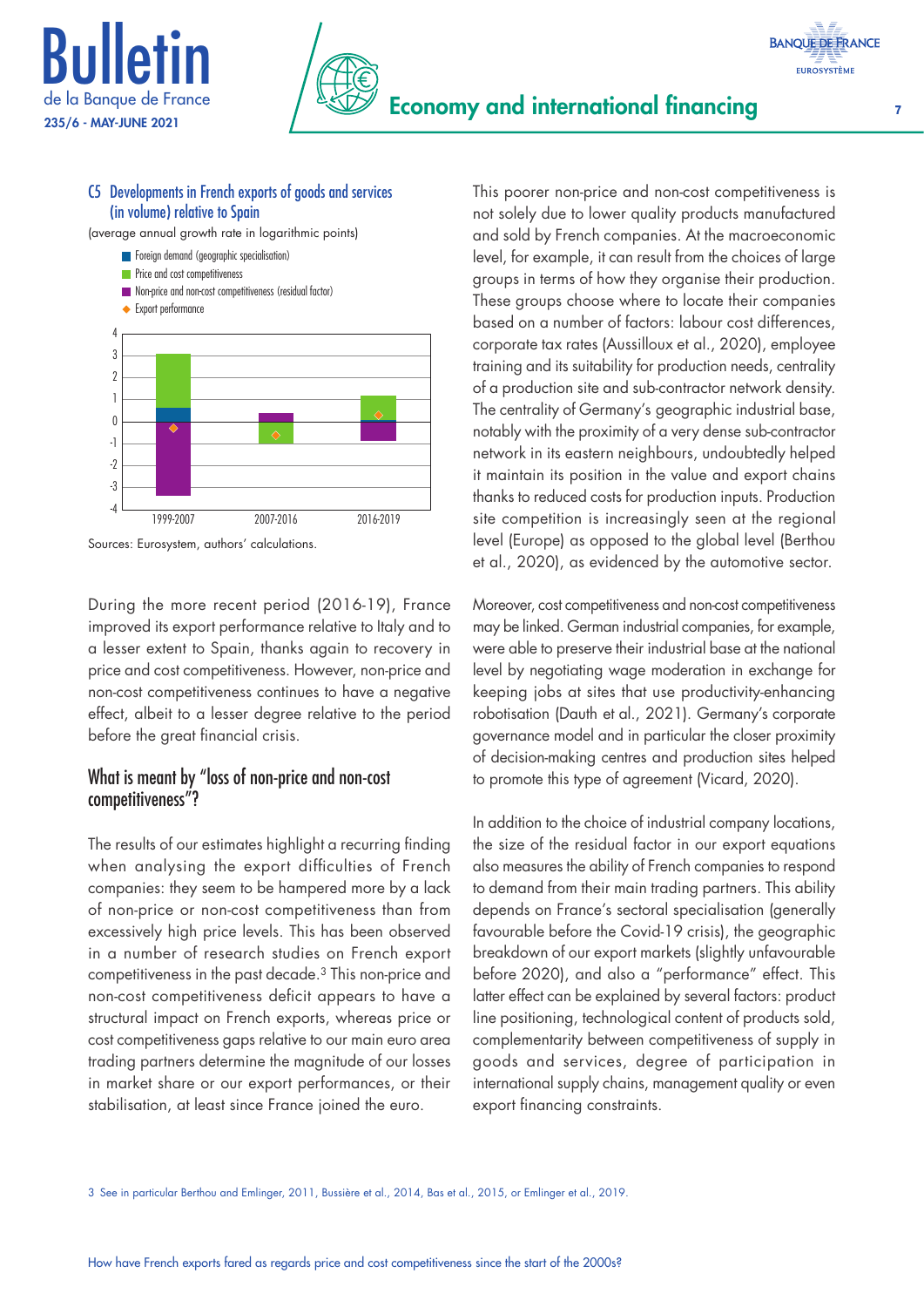### C5 Developments in French exports of goods and services (in volume) relative to Spain

(average annual growth rate in logarithmic points)

- Foreign demand (geographic specialisation)
- Price and cost competitiveness
- Non-price and non-cost competitiveness (residual factor)
- Export performance

Sources: Eurosystem, authors' calculations.

During the more recent period (2016-19), France improved its export performance relative to Italy and to a lesser extent to Spain, thanks again to recovery in price and cost competitiveness. However, non-price and non-cost competitiveness continues to have a negative effect, albeit to a lesser degree relative to the period before the great financial crisis.

## What is meant by "loss of non-price and non-cost competitiveness"?

The results of our estimates highlight a recurring finding when analysing the export difficulties of French companies: they seem to be hampered more by a lack of non-price or non-cost competitiveness than from excessively high price levels. This has been observed in a number of research studies on French export competitiveness in the past decade.[3] This non-price and non-cost competitiveness deficit appears to have a structural impact on French exports, whereas price or cost competitiveness gaps relative to our main euro area trading partners determine the magnitude of our losses in market share or our export performances, or their stabilisation, at least since France joined the euro.

This poorer non-price and non-cost competitiveness is not solely due to lower quality products manufactured and sold by French companies. At the macroeconomic level, for example, it can result from the choices of large groups in terms of how they organise their production. These groups choose where to locate their companies based on a number of factors: labour cost differences, corporate tax rates (Aussilloux et al., 2020), employee training and its suitability for production needs, centrality of a production site and sub-contractor network density. The centrality of Germany's geographic industrial base, notably with the proximity of a very dense sub-contractor network in its eastern neighbours, undoubtedly helped it maintain its position in the value and export chains thanks to reduced costs for production inputs. Production site competition is increasingly seen at the regional level (Europe) as opposed to the global level (Berthou et al., 2020), as evidenced by the automotive sector.

Moreover, cost competitiveness and non-cost competitiveness may be linked. German industrial companies, for example, were able to preserve their industrial base at the national level by negotiating wage moderation in exchange for keeping jobs at sites that use productivity-enhancing robotisation (Dauth et al., 2021). Germany's corporate governance model and in particular the closer proximity of decision-making centres and production sites helped to promote this type of agreement (Vicard, 2020).

In addition to the choice of industrial company locations, the size of the residual factor in our export equations also measures the ability of French companies to respond to demand from their main trading partners. This ability depends on France's sectoral specialisation (generally favourable before the Covid-19 crisis), the geographic breakdown of our export markets (slightly unfavourable before 2020), and also a "performance" effect. This latter effect can be explained by several factors: product line positioning, technological content of products sold, complementarity between competitiveness of supply in goods and services, degree of participation in international supply chains, management quality or even export financing constraints.

3 See in particular Berthou and Emlinger, 2011, Bussière et al., 2014, Bas et al., 2015, or Emlinger et al., 2019.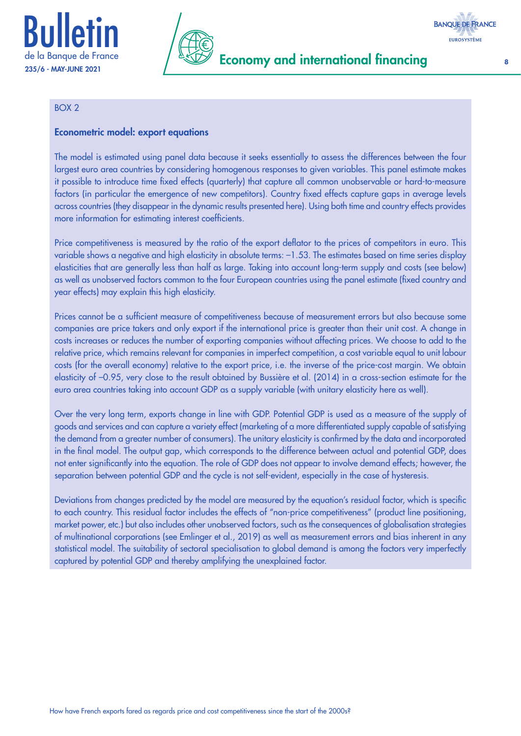BOX 2

**Econometric model: export equations**

The model is estimated using panel data because it seeks essentially to assess the differences between the four largest euro area countries by considering homogenous responses to given variables. This panel estimate makes it possible to introduce time fixed effects (quarterly) that capture all common unobservable or hard-to-measure factors (in particular the emergence of new competitors). Country fixed effects capture gaps in average levels across countries (they disappear in the dynamic results presented here). Using both time and country effects provides more information for estimating interest coefficients.

Price competitiveness is measured by the ratio of the export deflator to the prices of competitors in euro. This variable shows a negative and high elasticity in absolute terms: –1.53. The estimates based on time series display elasticities that are generally less than half as large. Taking into account long-term supply and costs (see below) as well as unobserved factors common to the four European countries using the panel estimate (fixed country and year effects) may explain this high elasticity.

Prices cannot be a sufficient measure of competitiveness because of measurement errors but also because some companies are price takers and only export if the international price is greater than their unit cost. A change in costs increases or reduces the number of exporting companies without affecting prices. We choose to add to the relative price, which remains relevant for companies in imperfect competition, a cost variable equal to unit labour costs (for the overall economy) relative to the export price, i.e. the inverse of the price-cost margin. We obtain elasticity of –0.95, very close to the result obtained by Bussière et al. (2014) in a cross-section estimate for the euro area countries taking into account GDP as a supply variable (with unitary elasticity here as well).

Over the very long term, exports change in line with GDP. Potential GDP is used as a measure of the supply of goods and services and can capture a variety effect (marketing of a more differentiated supply capable of satisfying the demand from a greater number of consumers). The unitary elasticity is confirmed by the data and incorporated in the final model. The output gap, which corresponds to the difference between actual and potential GDP, does not enter significantly into the equation. The role of GDP does not appear to involve demand effects; however, the separation between potential GDP and the cycle is not self-evident, especially in the case of hysteresis.

Deviations from changes predicted by the model are measured by the equation's residual factor, which is specific to each country. This residual factor includes the effects of "non-price competitiveness" (product line positioning, market power, etc.) but also includes other unobserved factors, such as the consequences of globalisation strategies of multinational corporations (see Emlinger et al., 2019) as well as measurement errors and bias inherent in any statistical model. The suitability of sectoral specialisation to global demand is among the factors very imperfectly captured by potential GDP and thereby amplifying the unexplained factor.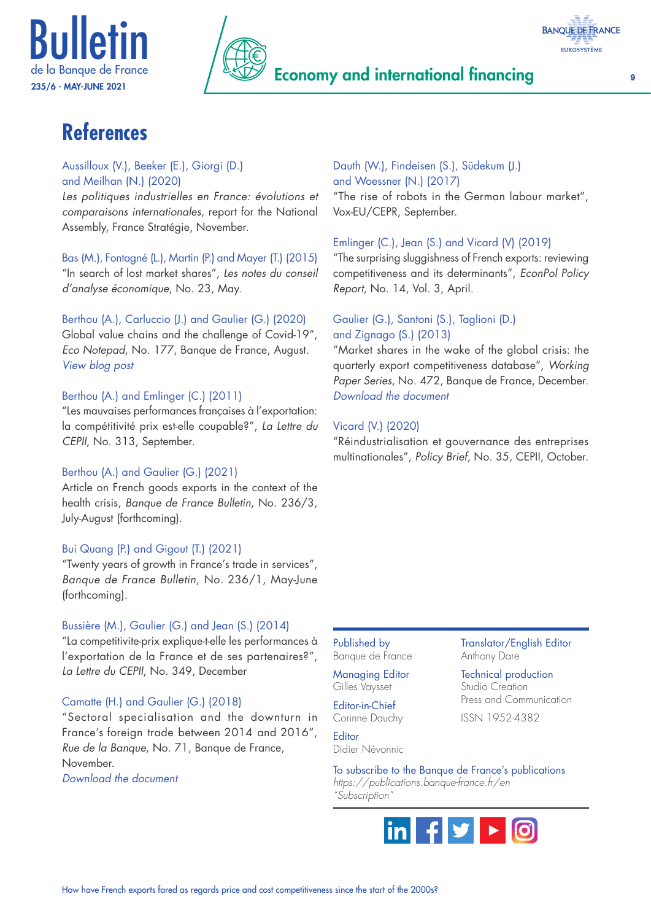# References

Aussilloux (V.), Beeker (E.), Giorgi (D.) and Meilhan (N.) (2020)
*Les politiques industrielles en France: évolutions et comparaisons internationales*, report for the National Assembly, France Stratégie, November.

Bas (M.), Fontagné (L.), Martin (P.) and Mayer (T.) (2015)
"In search of lost market shares", *Les notes du conseil d'analyse économique*, No. 23, May.

Berthou (A.), Carluccio (J.) and Gaulier (G.) (2020)
Global value chains and the challenge of Covid-19", *Eco Notepad*, No. 177, Banque de France, August.
*View blog post*

Berthou (A.) and Emlinger (C.) (2011)
"Les mauvaises performances françaises à l'exportation: la compétitivité prix est-elle coupable?", *La Lettre du CEPII*, No. 313, September.

Berthou (A.) and Gaulier (G.) (2021)
Article on French goods exports in the context of the health crisis, *Banque de France Bulletin*, No. 236/3, July-August (forthcoming).

Bui Quang (P.) and Gigout (T.) (2021)
"Twenty years of growth in France's trade in services", *Banque de France Bulletin*, No. 236/1, May-June (forthcoming).

Bussière (M.), Gaulier (G.) and Jean (S.) (2014)
"La competitivite-prix explique-t-elle les performances à l'exportation de la France et de ses partenaires?", *La Lettre du CEPII*, No. 349, December

Camatte (H.) and Gaulier (G.) (2018)
"Sectoral specialisation and the downturn in France's foreign trade between 2014 and 2016", *Rue de la Banque*, No. 71, Banque de France, November.
*Download the document*

Dauth (W.), Findeisen (S.), Südekum (J.) and Woessner (N.) (2017)
"The rise of robots in the German labour market", Vox-EU/CEPR, September.

Emlinger (C.), Jean (S.) and Vicard (V) (2019)
"The surprising sluggishness of French exports: reviewing competitiveness and its determinants", *EconPol Policy Report*, No. 14, Vol. 3, April.

Gaulier (G.), Santoni (S.), Taglioni (D.) and Zignago (S.) (2013)
"Market shares in the wake of the global crisis: the quarterly export competitiveness database", *Working Paper Series*, No. 472, Banque de France, December.
*Download the document*

Vicard (V.) (2020)
"Réindustrialisation et gouvernance des entreprises multinationales", *Policy Brief*, No. 35, CEPII, October.

---

Published by
Banque de France

Managing Editor
Gilles Vaysset

Editor-in-Chief
Corinne Dauchy

Editor
Didier Névonnic

Translator/English Editor
Anthony Dare

Technical production
Studio Creation
Press and Communication

ISSN 1952-4382

To subscribe to the Banque de France's publications
*https://publications.banque-france.fr/en "Subscription"*